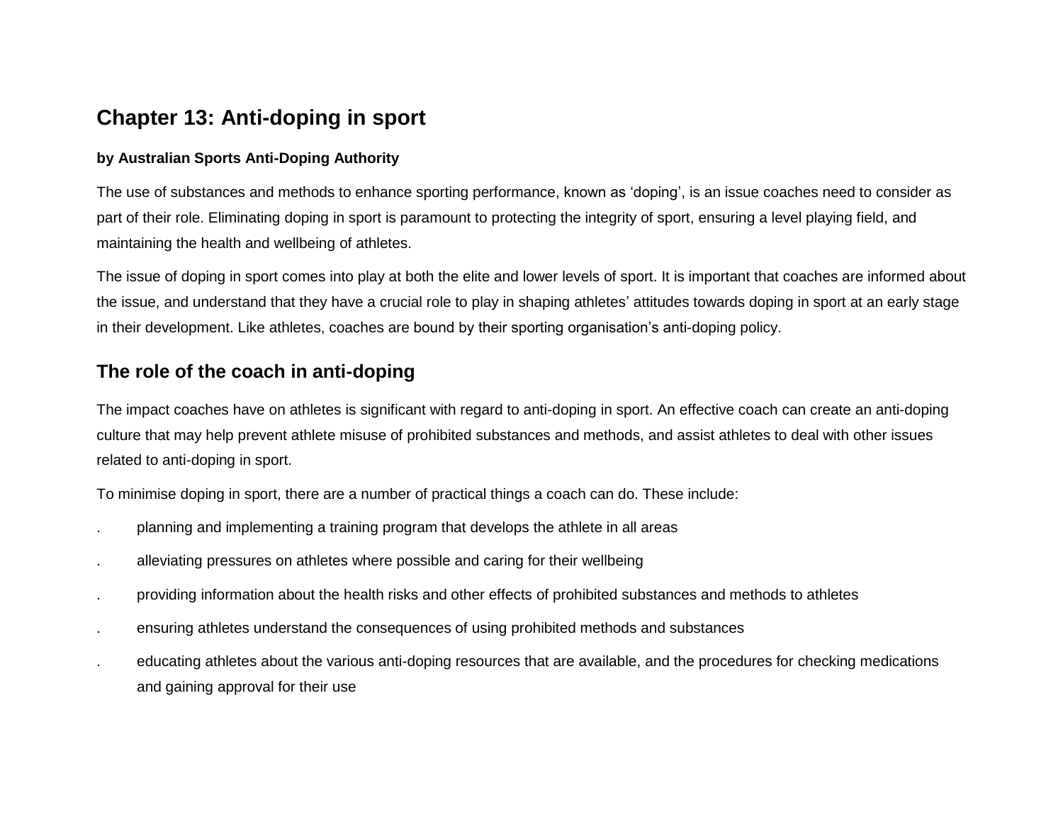# Chapter 13: Anti-doping in sport

**by Australian Sports Anti-Doping Authority**

The use of substances and methods to enhance sporting performance, known as ‘doping’, is an issue coaches need to consider as part of their role. Eliminating doping in sport is paramount to protecting the integrity of sport, ensuring a level playing field, and maintaining the health and wellbeing of athletes.

The issue of doping in sport comes into play at both the elite and lower levels of sport. It is important that coaches are informed about the issue, and understand that they have a crucial role to play in shaping athletes’ attitudes towards doping in sport at an early stage in their development. Like athletes, coaches are bound by their sporting organisation’s anti-doping policy.

## The role of the coach in anti-doping

The impact coaches have on athletes is significant with regard to anti-doping in sport. An effective coach can create an anti-doping culture that may help prevent athlete misuse of prohibited substances and methods, and assist athletes to deal with other issues related to anti-doping in sport.

To minimise doping in sport, there are a number of practical things a coach can do. These include:

- planning and implementing a training program that develops the athlete in all areas
- alleviating pressures on athletes where possible and caring for their wellbeing
- providing information about the health risks and other effects of prohibited substances and methods to athletes
- ensuring athletes understand the consequences of using prohibited methods and substances
- educating athletes about the various anti-doping resources that are available, and the procedures for checking medications and gaining approval for their use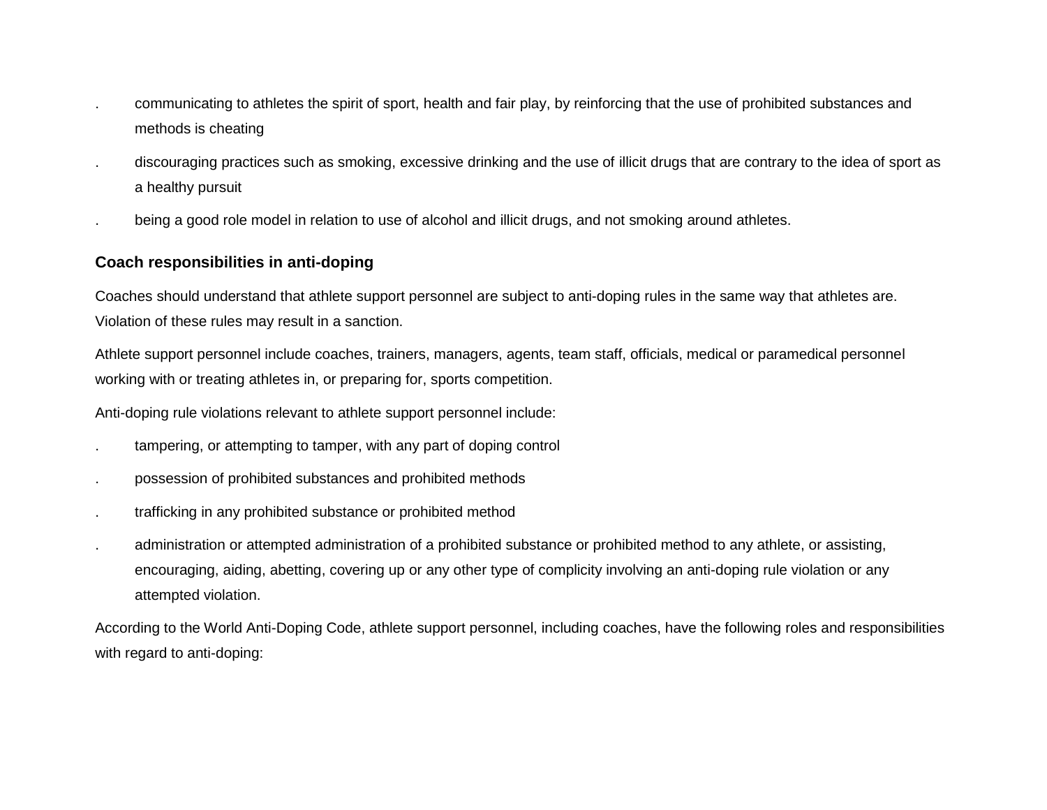- communicating to athletes the spirit of sport, health and fair play, by reinforcing that the use of prohibited substances and methods is cheating
- discouraging practices such as smoking, excessive drinking and the use of illicit drugs that are contrary to the idea of sport as a healthy pursuit
- being a good role model in relation to use of alcohol and illicit drugs, and not smoking around athletes.

### Coach responsibilities in anti-doping

Coaches should understand that athlete support personnel are subject to anti-doping rules in the same way that athletes are. Violation of these rules may result in a sanction.

Athlete support personnel include coaches, trainers, managers, agents, team staff, officials, medical or paramedical personnel working with or treating athletes in, or preparing for, sports competition.

Anti-doping rule violations relevant to athlete support personnel include:

- tampering, or attempting to tamper, with any part of doping control
- possession of prohibited substances and prohibited methods
- trafficking in any prohibited substance or prohibited method
- administration or attempted administration of a prohibited substance or prohibited method to any athlete, or assisting, encouraging, aiding, abetting, covering up or any other type of complicity involving an anti-doping rule violation or any attempted violation.

According to the World Anti-Doping Code, athlete support personnel, including coaches, have the following roles and responsibilities with regard to anti-doping: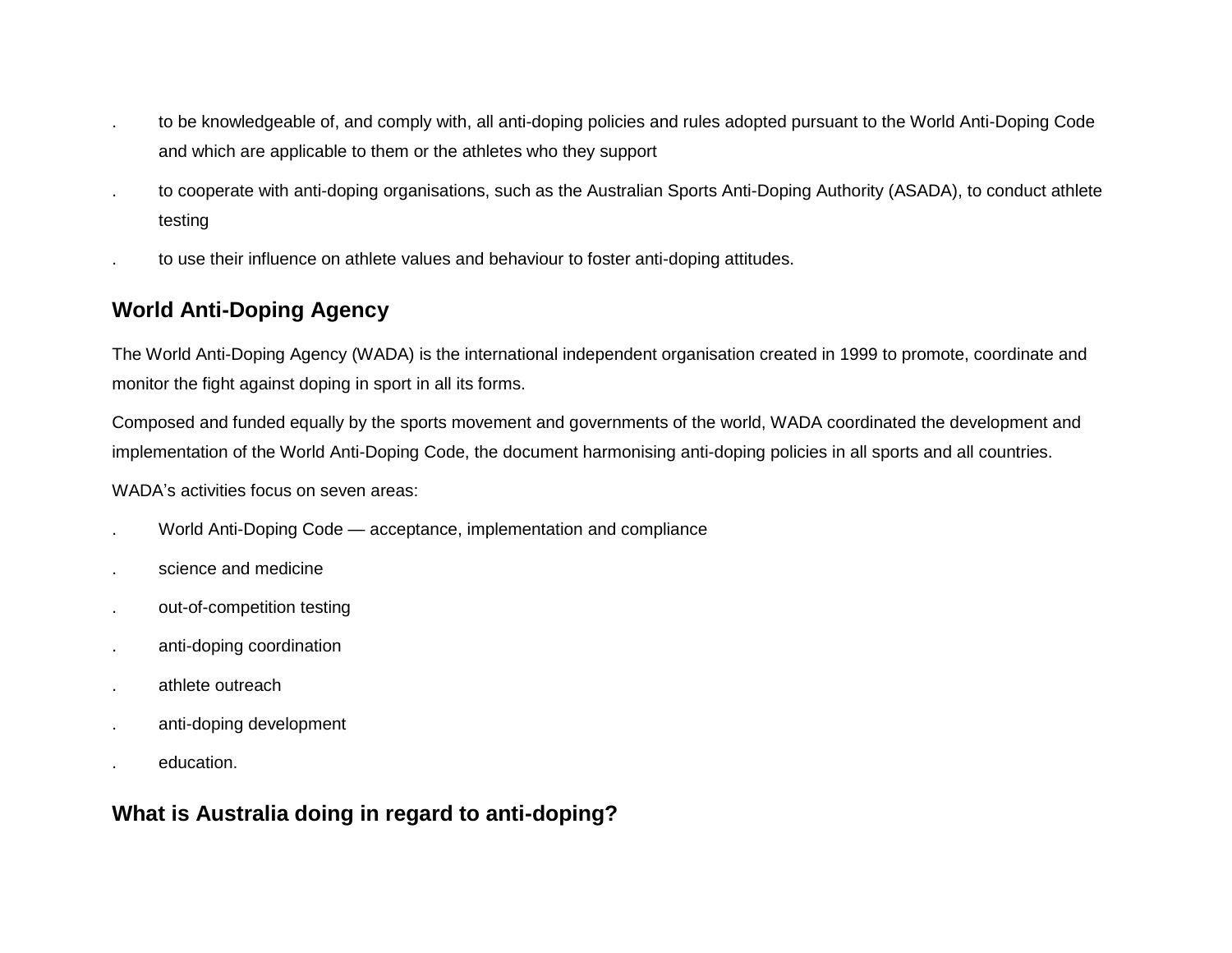- to be knowledgeable of, and comply with, all anti-doping policies and rules adopted pursuant to the World Anti-Doping Code and which are applicable to them or the athletes who they support
- to cooperate with anti-doping organisations, such as the Australian Sports Anti-Doping Authority (ASADA), to conduct athlete testing
- to use their influence on athlete values and behaviour to foster anti-doping attitudes.

## World Anti-Doping Agency

The World Anti-Doping Agency (WADA) is the international independent organisation created in 1999 to promote, coordinate and monitor the fight against doping in sport in all its forms.

Composed and funded equally by the sports movement and governments of the world, WADA coordinated the development and implementation of the World Anti-Doping Code, the document harmonising anti-doping policies in all sports and all countries.

WADA's activities focus on seven areas:

- World Anti-Doping Code — acceptance, implementation and compliance
- science and medicine
- out-of-competition testing
- anti-doping coordination
- athlete outreach
- anti-doping development
- education.

## What is Australia doing in regard to anti-doping?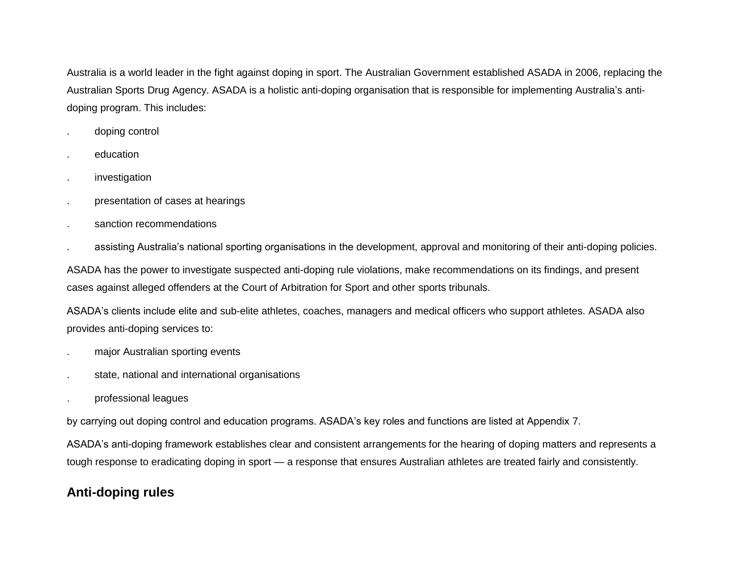Australia is a world leader in the fight against doping in sport. The Australian Government established ASADA in 2006, replacing the Australian Sports Drug Agency. ASADA is a holistic anti-doping organisation that is responsible for implementing Australia's anti-doping program. This includes:

- doping control
- education
- investigation
- presentation of cases at hearings
- sanction recommendations
- assisting Australia's national sporting organisations in the development, approval and monitoring of their anti-doping policies.

ASADA has the power to investigate suspected anti-doping rule violations, make recommendations on its findings, and present cases against alleged offenders at the Court of Arbitration for Sport and other sports tribunals.

ASADA's clients include elite and sub-elite athletes, coaches, managers and medical officers who support athletes. ASADA also provides anti-doping services to:

- major Australian sporting events
- state, national and international organisations
- professional leagues

by carrying out doping control and education programs. ASADA's key roles and functions are listed at Appendix 7.

ASADA's anti-doping framework establishes clear and consistent arrangements for the hearing of doping matters and represents a tough response to eradicating doping in sport — a response that ensures Australian athletes are treated fairly and consistently.

## Anti-doping rules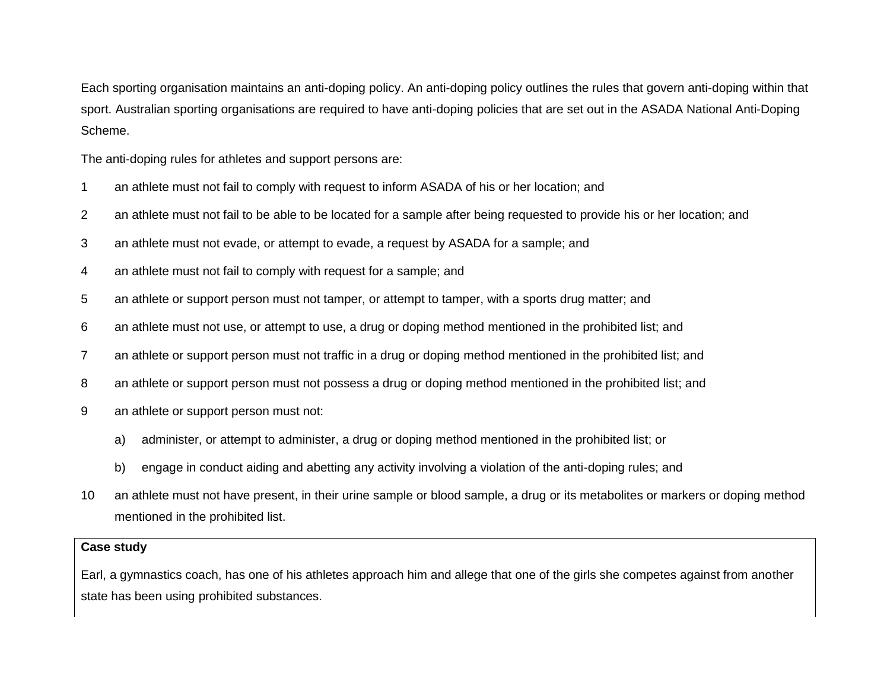Each sporting organisation maintains an anti-doping policy. An anti-doping policy outlines the rules that govern anti-doping within that sport. Australian sporting organisations are required to have anti-doping policies that are set out in the ASADA National Anti-Doping Scheme.

The anti-doping rules for athletes and support persons are:

1. an athlete must not fail to comply with request to inform ASADA of his or her location; and
2. an athlete must not fail to be able to be located for a sample after being requested to provide his or her location; and
3. an athlete must not evade, or attempt to evade, a request by ASADA for a sample; and
4. an athlete must not fail to comply with request for a sample; and
5. an athlete or support person must not tamper, or attempt to tamper, with a sports drug matter; and
6. an athlete must not use, or attempt to use, a drug or doping method mentioned in the prohibited list; and
7. an athlete or support person must not traffic in a drug or doping method mentioned in the prohibited list; and
8. an athlete or support person must not possess a drug or doping method mentioned in the prohibited list; and
9. an athlete or support person must not:
   a) administer, or attempt to administer, a drug or doping method mentioned in the prohibited list; or
   b) engage in conduct aiding and abetting any activity involving a violation of the anti-doping rules; and
10. an athlete must not have present, in their urine sample or blood sample, a drug or its metabolites or markers or doping method mentioned in the prohibited list.

**Case study**

Earl, a gymnastics coach, has one of his athletes approach him and allege that one of the girls she competes against from another state has been using prohibited substances.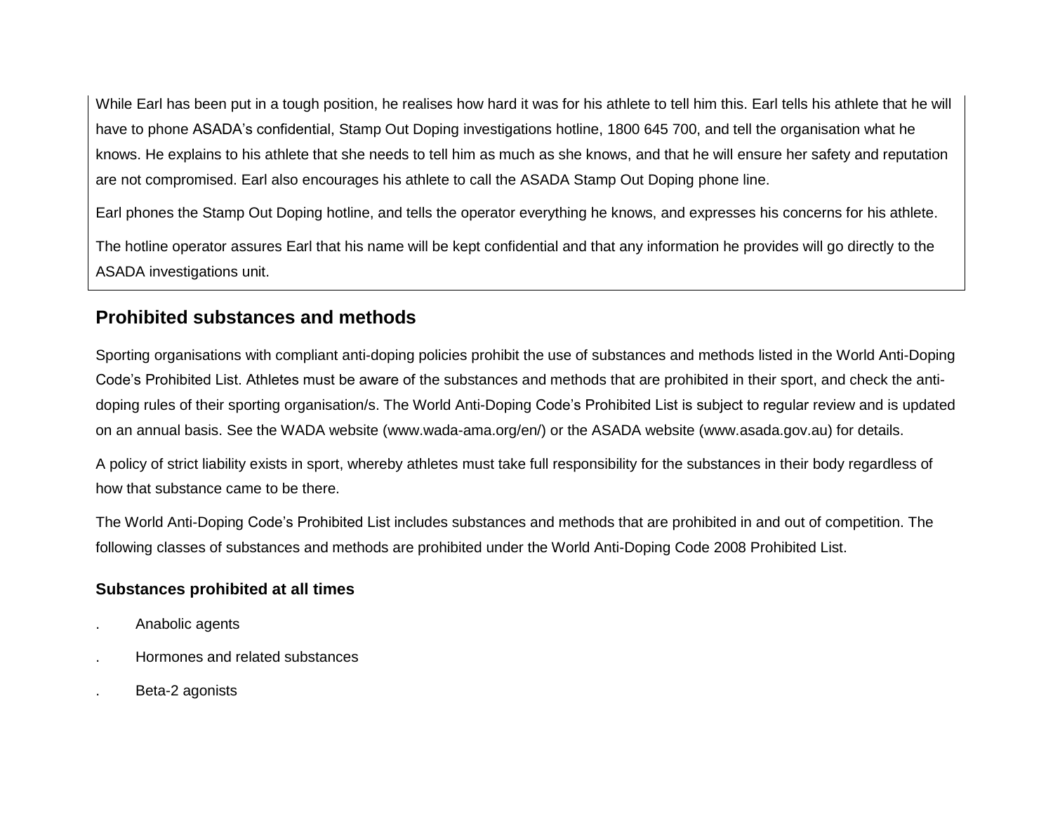While Earl has been put in a tough position, he realises how hard it was for his athlete to tell him this. Earl tells his athlete that he will have to phone ASADA's confidential, Stamp Out Doping investigations hotline, 1800 645 700, and tell the organisation what he knows. He explains to his athlete that she needs to tell him as much as she knows, and that he will ensure her safety and reputation are not compromised. Earl also encourages his athlete to call the ASADA Stamp Out Doping phone line.

Earl phones the Stamp Out Doping hotline, and tells the operator everything he knows, and expresses his concerns for his athlete.

The hotline operator assures Earl that his name will be kept confidential and that any information he provides will go directly to the ASADA investigations unit.

## Prohibited substances and methods

Sporting organisations with compliant anti-doping policies prohibit the use of substances and methods listed in the World Anti-Doping Code's Prohibited List. Athletes must be aware of the substances and methods that are prohibited in their sport, and check the anti-doping rules of their sporting organisation/s. The World Anti-Doping Code's Prohibited List is subject to regular review and is updated on an annual basis. See the WADA website (www.wada-ama.org/en/) or the ASADA website (www.asada.gov.au) for details.

A policy of strict liability exists in sport, whereby athletes must take full responsibility for the substances in their body regardless of how that substance came to be there.

The World Anti-Doping Code's Prohibited List includes substances and methods that are prohibited in and out of competition. The following classes of substances and methods are prohibited under the World Anti-Doping Code 2008 Prohibited List.

### Substances prohibited at all times

- Anabolic agents
- Hormones and related substances
- Beta-2 agonists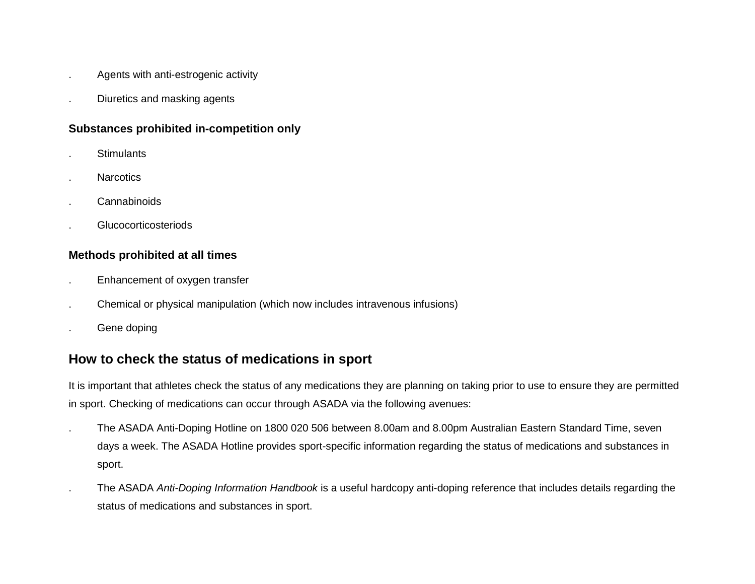- Agents with anti-estrogenic activity
- Diuretics and masking agents

**Substances prohibited in-competition only**

- Stimulants
- Narcotics
- Cannabinoids
- Glucocorticosteriods

**Methods prohibited at all times**

- Enhancement of oxygen transfer
- Chemical or physical manipulation (which now includes intravenous infusions)
- Gene doping

## How to check the status of medications in sport

It is important that athletes check the status of any medications they are planning on taking prior to use to ensure they are permitted in sport. Checking of medications can occur through ASADA via the following avenues:

- The ASADA Anti-Doping Hotline on 1800 020 506 between 8.00am and 8.00pm Australian Eastern Standard Time, seven days a week. The ASADA Hotline provides sport-specific information regarding the status of medications and substances in sport.
- The ASADA *Anti-Doping Information Handbook* is a useful hardcopy anti-doping reference that includes details regarding the status of medications and substances in sport.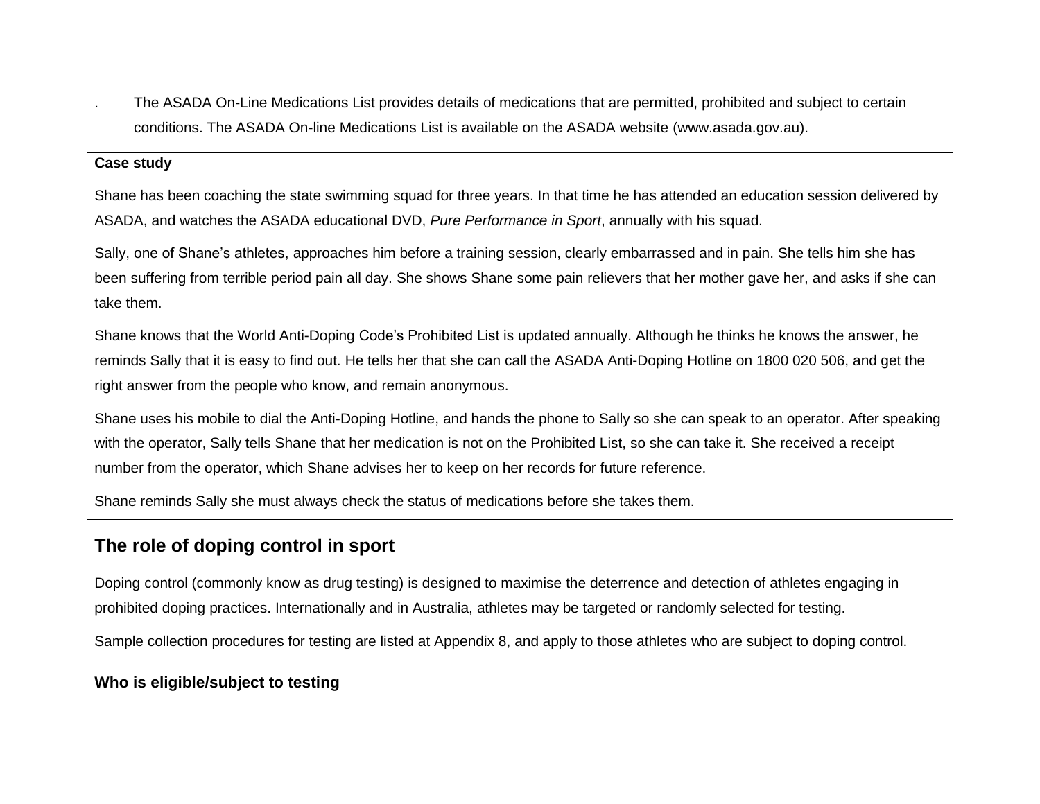. The ASADA On-Line Medications List provides details of medications that are permitted, prohibited and subject to certain conditions. The ASADA On-line Medications List is available on the ASADA website (www.asada.gov.au).

**Case study**

Shane has been coaching the state swimming squad for three years. In that time he has attended an education session delivered by ASADA, and watches the ASADA educational DVD, *Pure Performance in Sport*, annually with his squad.

Sally, one of Shane's athletes, approaches him before a training session, clearly embarrassed and in pain. She tells him she has been suffering from terrible period pain all day. She shows Shane some pain relievers that her mother gave her, and asks if she can take them.

Shane knows that the World Anti-Doping Code's Prohibited List is updated annually. Although he thinks he knows the answer, he reminds Sally that it is easy to find out. He tells her that she can call the ASADA Anti-Doping Hotline on 1800 020 506, and get the right answer from the people who know, and remain anonymous.

Shane uses his mobile to dial the Anti-Doping Hotline, and hands the phone to Sally so she can speak to an operator. After speaking with the operator, Sally tells Shane that her medication is not on the Prohibited List, so she can take it. She received a receipt number from the operator, which Shane advises her to keep on her records for future reference.

Shane reminds Sally she must always check the status of medications before she takes them.

## The role of doping control in sport

Doping control (commonly know as drug testing) is designed to maximise the deterrence and detection of athletes engaging in prohibited doping practices. Internationally and in Australia, athletes may be targeted or randomly selected for testing.

Sample collection procedures for testing are listed at Appendix 8, and apply to those athletes who are subject to doping control.

### Who is eligible/subject to testing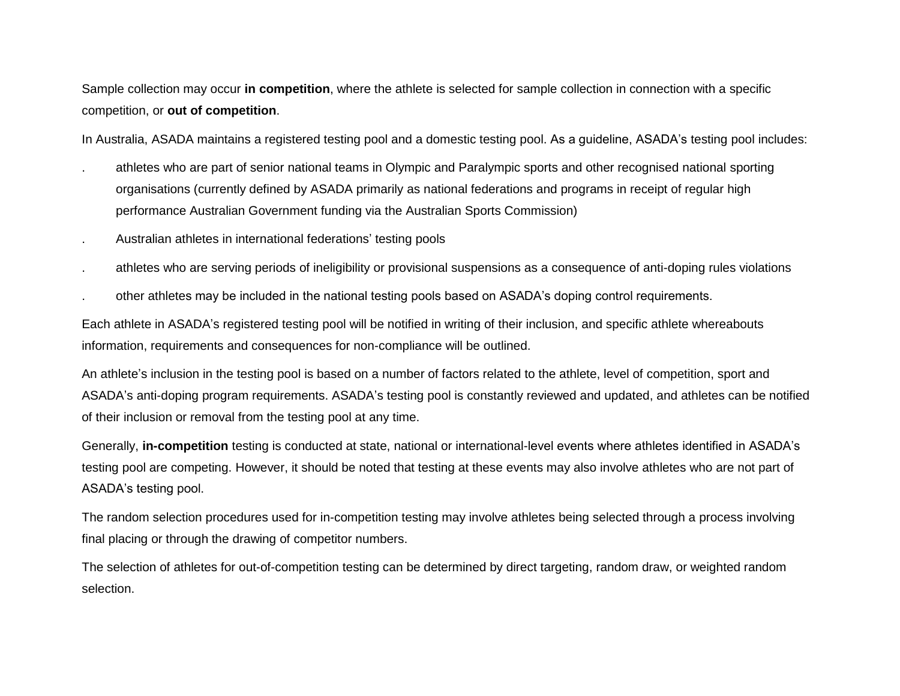Sample collection may occur **in competition**, where the athlete is selected for sample collection in connection with a specific competition, or **out of competition**.

In Australia, ASADA maintains a registered testing pool and a domestic testing pool. As a guideline, ASADA's testing pool includes:

- athletes who are part of senior national teams in Olympic and Paralympic sports and other recognised national sporting organisations (currently defined by ASADA primarily as national federations and programs in receipt of regular high performance Australian Government funding via the Australian Sports Commission)
- Australian athletes in international federations' testing pools
- athletes who are serving periods of ineligibility or provisional suspensions as a consequence of anti-doping rules violations
- other athletes may be included in the national testing pools based on ASADA's doping control requirements.

Each athlete in ASADA's registered testing pool will be notified in writing of their inclusion, and specific athlete whereabouts information, requirements and consequences for non-compliance will be outlined.

An athlete's inclusion in the testing pool is based on a number of factors related to the athlete, level of competition, sport and ASADA's anti-doping program requirements. ASADA's testing pool is constantly reviewed and updated, and athletes can be notified of their inclusion or removal from the testing pool at any time.

Generally, **in-competition** testing is conducted at state, national or international-level events where athletes identified in ASADA's testing pool are competing. However, it should be noted that testing at these events may also involve athletes who are not part of ASADA's testing pool.

The random selection procedures used for in-competition testing may involve athletes being selected through a process involving final placing or through the drawing of competitor numbers.

The selection of athletes for out-of-competition testing can be determined by direct targeting, random draw, or weighted random selection.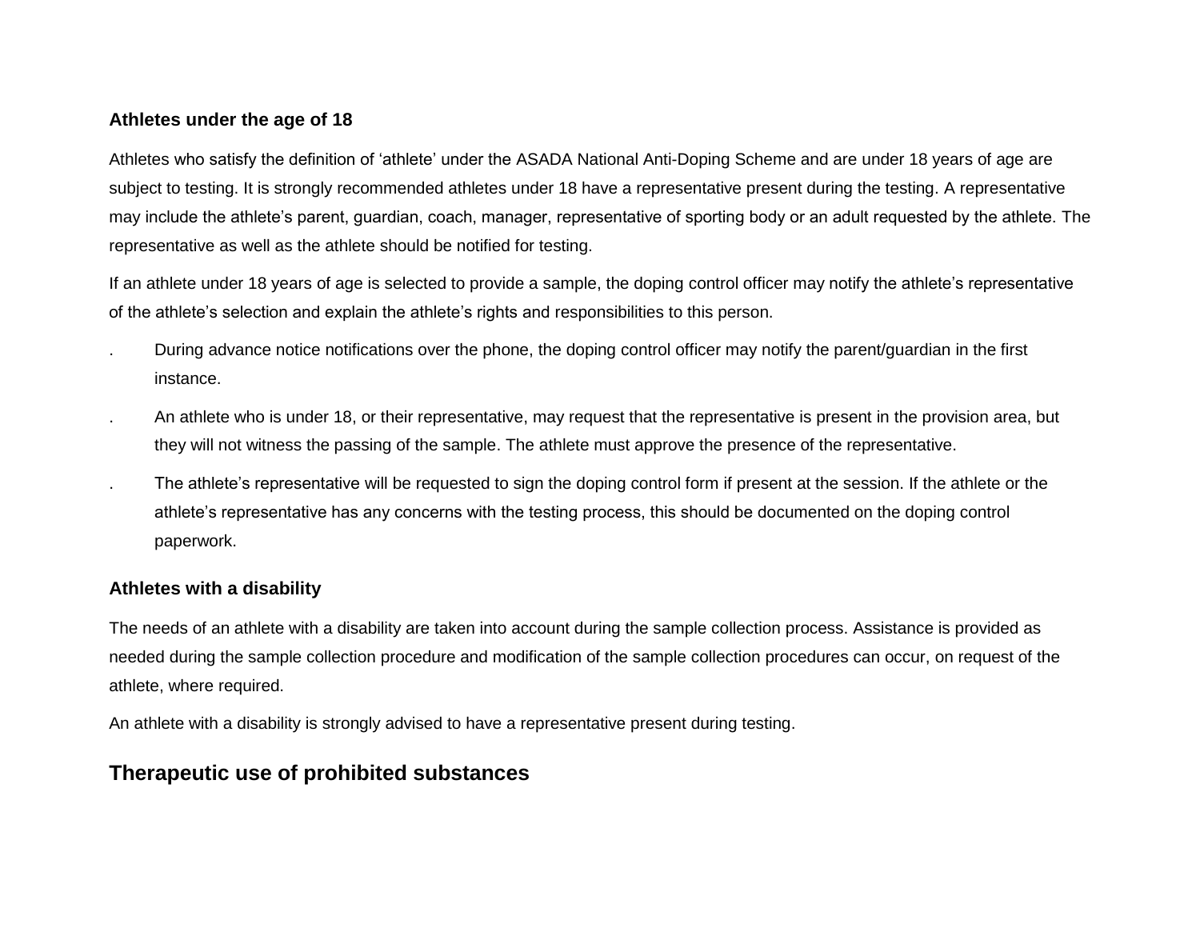### Athletes under the age of 18

Athletes who satisfy the definition of 'athlete' under the ASADA National Anti-Doping Scheme and are under 18 years of age are subject to testing. It is strongly recommended athletes under 18 have a representative present during the testing. A representative may include the athlete's parent, guardian, coach, manager, representative of sporting body or an adult requested by the athlete. The representative as well as the athlete should be notified for testing.

If an athlete under 18 years of age is selected to provide a sample, the doping control officer may notify the athlete's representative of the athlete's selection and explain the athlete's rights and responsibilities to this person.

- During advance notice notifications over the phone, the doping control officer may notify the parent/guardian in the first instance.
- An athlete who is under 18, or their representative, may request that the representative is present in the provision area, but they will not witness the passing of the sample. The athlete must approve the presence of the representative.
- The athlete's representative will be requested to sign the doping control form if present at the session. If the athlete or the athlete's representative has any concerns with the testing process, this should be documented on the doping control paperwork.

### Athletes with a disability

The needs of an athlete with a disability are taken into account during the sample collection process. Assistance is provided as needed during the sample collection procedure and modification of the sample collection procedures can occur, on request of the athlete, where required.

An athlete with a disability is strongly advised to have a representative present during testing.

## Therapeutic use of prohibited substances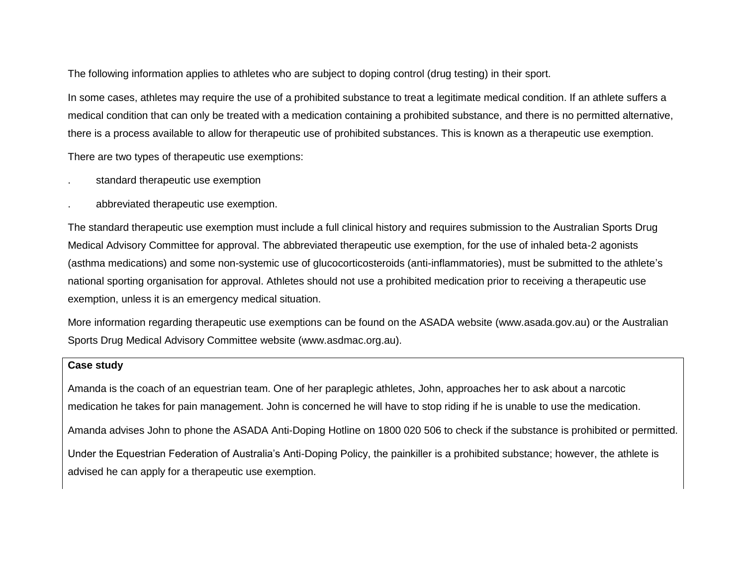The following information applies to athletes who are subject to doping control (drug testing) in their sport.

In some cases, athletes may require the use of a prohibited substance to treat a legitimate medical condition. If an athlete suffers a medical condition that can only be treated with a medication containing a prohibited substance, and there is no permitted alternative, there is a process available to allow for therapeutic use of prohibited substances. This is known as a therapeutic use exemption.

There are two types of therapeutic use exemptions:

- standard therapeutic use exemption
- abbreviated therapeutic use exemption.

The standard therapeutic use exemption must include a full clinical history and requires submission to the Australian Sports Drug Medical Advisory Committee for approval. The abbreviated therapeutic use exemption, for the use of inhaled beta-2 agonists (asthma medications) and some non-systemic use of glucocorticosteroids (anti-inflammatories), must be submitted to the athlete's national sporting organisation for approval. Athletes should not use a prohibited medication prior to receiving a therapeutic use exemption, unless it is an emergency medical situation.

More information regarding therapeutic use exemptions can be found on the ASADA website (www.asada.gov.au) or the Australian Sports Drug Medical Advisory Committee website (www.asdmac.org.au).

**Case study**

Amanda is the coach of an equestrian team. One of her paraplegic athletes, John, approaches her to ask about a narcotic medication he takes for pain management. John is concerned he will have to stop riding if he is unable to use the medication.

Amanda advises John to phone the ASADA Anti-Doping Hotline on 1800 020 506 to check if the substance is prohibited or permitted.

Under the Equestrian Federation of Australia's Anti-Doping Policy, the painkiller is a prohibited substance; however, the athlete is advised he can apply for a therapeutic use exemption.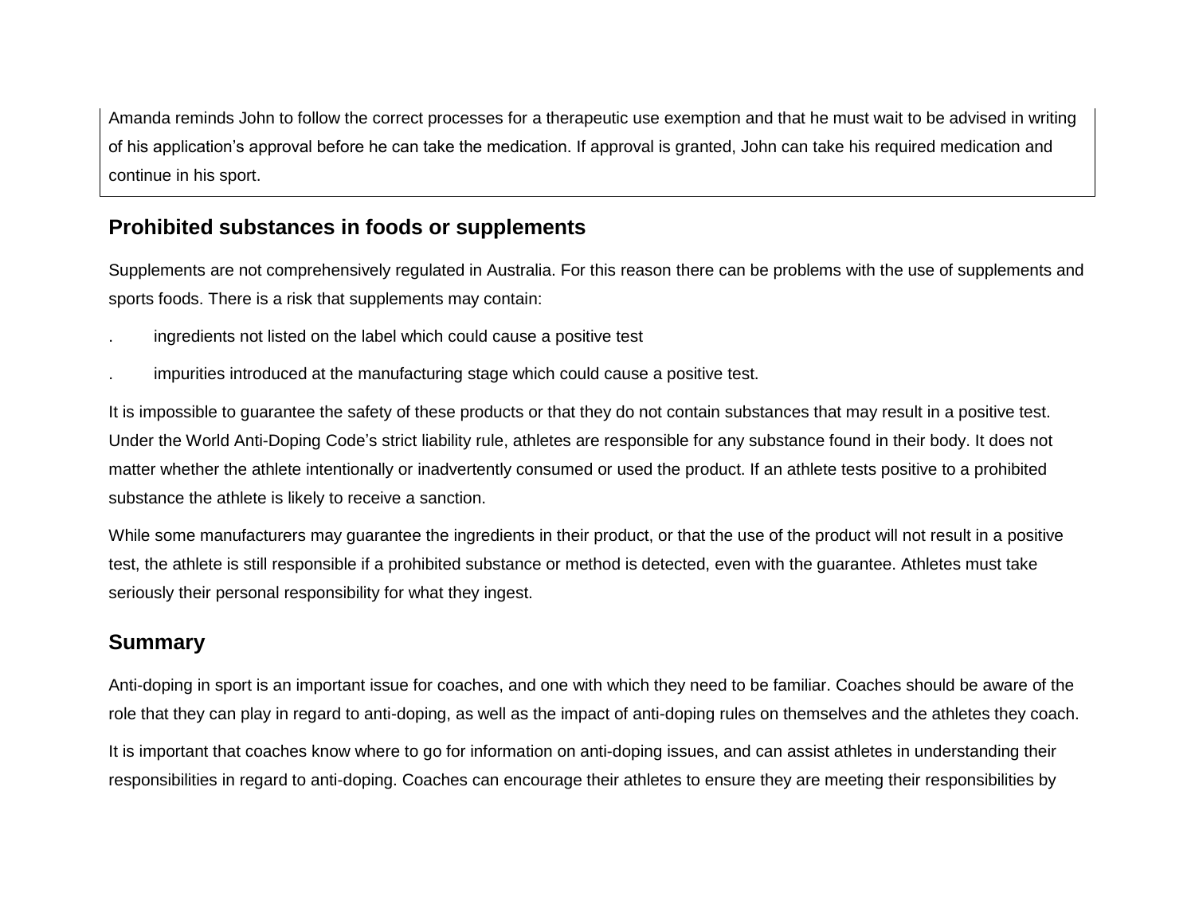Amanda reminds John to follow the correct processes for a therapeutic use exemption and that he must wait to be advised in writing of his application's approval before he can take the medication. If approval is granted, John can take his required medication and continue in his sport.

## Prohibited substances in foods or supplements

Supplements are not comprehensively regulated in Australia. For this reason there can be problems with the use of supplements and sports foods. There is a risk that supplements may contain:

- ingredients not listed on the label which could cause a positive test
- impurities introduced at the manufacturing stage which could cause a positive test.

It is impossible to guarantee the safety of these products or that they do not contain substances that may result in a positive test. Under the World Anti-Doping Code's strict liability rule, athletes are responsible for any substance found in their body. It does not matter whether the athlete intentionally or inadvertently consumed or used the product. If an athlete tests positive to a prohibited substance the athlete is likely to receive a sanction.

While some manufacturers may guarantee the ingredients in their product, or that the use of the product will not result in a positive test, the athlete is still responsible if a prohibited substance or method is detected, even with the guarantee. Athletes must take seriously their personal responsibility for what they ingest.

## Summary

Anti-doping in sport is an important issue for coaches, and one with which they need to be familiar. Coaches should be aware of the role that they can play in regard to anti-doping, as well as the impact of anti-doping rules on themselves and the athletes they coach.

It is important that coaches know where to go for information on anti-doping issues, and can assist athletes in understanding their responsibilities in regard to anti-doping. Coaches can encourage their athletes to ensure they are meeting their responsibilities by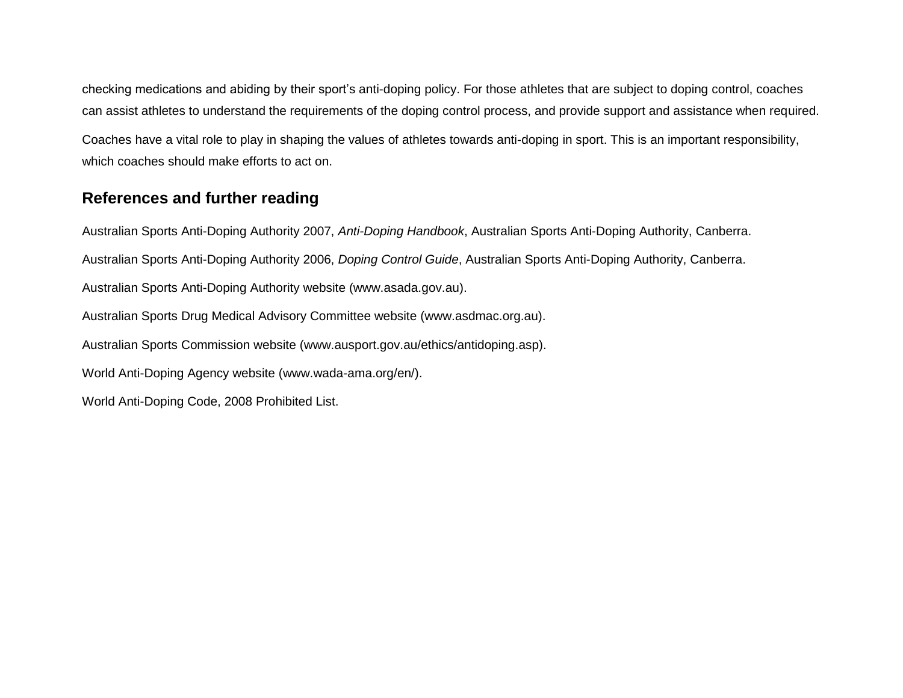checking medications and abiding by their sport's anti-doping policy. For those athletes that are subject to doping control, coaches can assist athletes to understand the requirements of the doping control process, and provide support and assistance when required.

Coaches have a vital role to play in shaping the values of athletes towards anti-doping in sport. This is an important responsibility, which coaches should make efforts to act on.

## References and further reading

Australian Sports Anti-Doping Authority 2007, *Anti-Doping Handbook*, Australian Sports Anti-Doping Authority, Canberra.

Australian Sports Anti-Doping Authority 2006, *Doping Control Guide*, Australian Sports Anti-Doping Authority, Canberra.

Australian Sports Anti-Doping Authority website (www.asada.gov.au).

Australian Sports Drug Medical Advisory Committee website (www.asdmac.org.au).

Australian Sports Commission website (www.ausport.gov.au/ethics/antidoping.asp).

World Anti-Doping Agency website (www.wada-ama.org/en/).

World Anti-Doping Code, 2008 Prohibited List.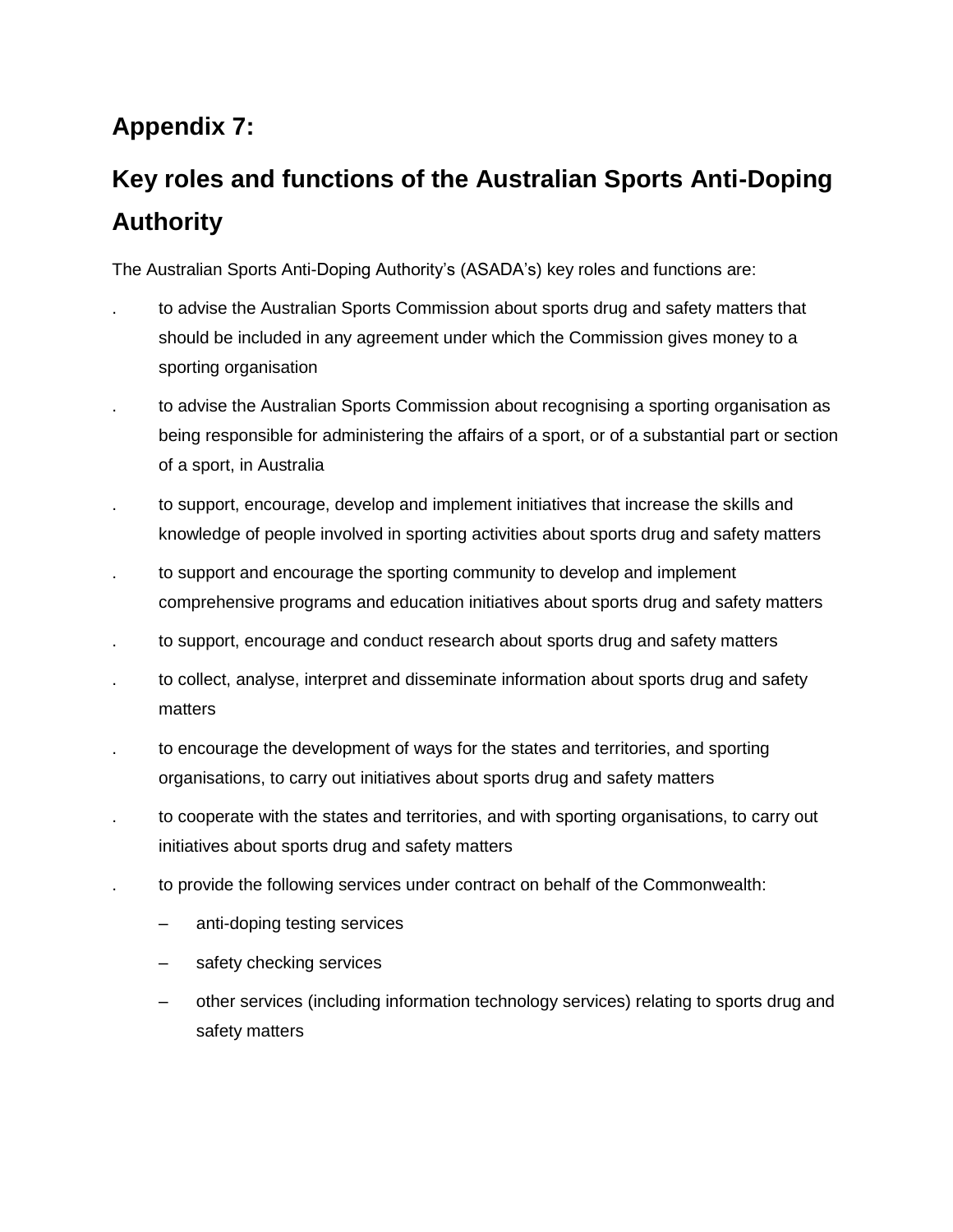## Appendix 7:

## Key roles and functions of the Australian Sports Anti-Doping Authority

The Australian Sports Anti-Doping Authority's (ASADA's) key roles and functions are:

- to advise the Australian Sports Commission about sports drug and safety matters that should be included in any agreement under which the Commission gives money to a sporting organisation
- to advise the Australian Sports Commission about recognising a sporting organisation as being responsible for administering the affairs of a sport, or of a substantial part or section of a sport, in Australia
- to support, encourage, develop and implement initiatives that increase the skills and knowledge of people involved in sporting activities about sports drug and safety matters
- to support and encourage the sporting community to develop and implement comprehensive programs and education initiatives about sports drug and safety matters
- to support, encourage and conduct research about sports drug and safety matters
- to collect, analyse, interpret and disseminate information about sports drug and safety matters
- to encourage the development of ways for the states and territories, and sporting organisations, to carry out initiatives about sports drug and safety matters
- to cooperate with the states and territories, and with sporting organisations, to carry out initiatives about sports drug and safety matters
- to provide the following services under contract on behalf of the Commonwealth:
  - anti-doping testing services
  - safety checking services
  - other services (including information technology services) relating to sports drug and safety matters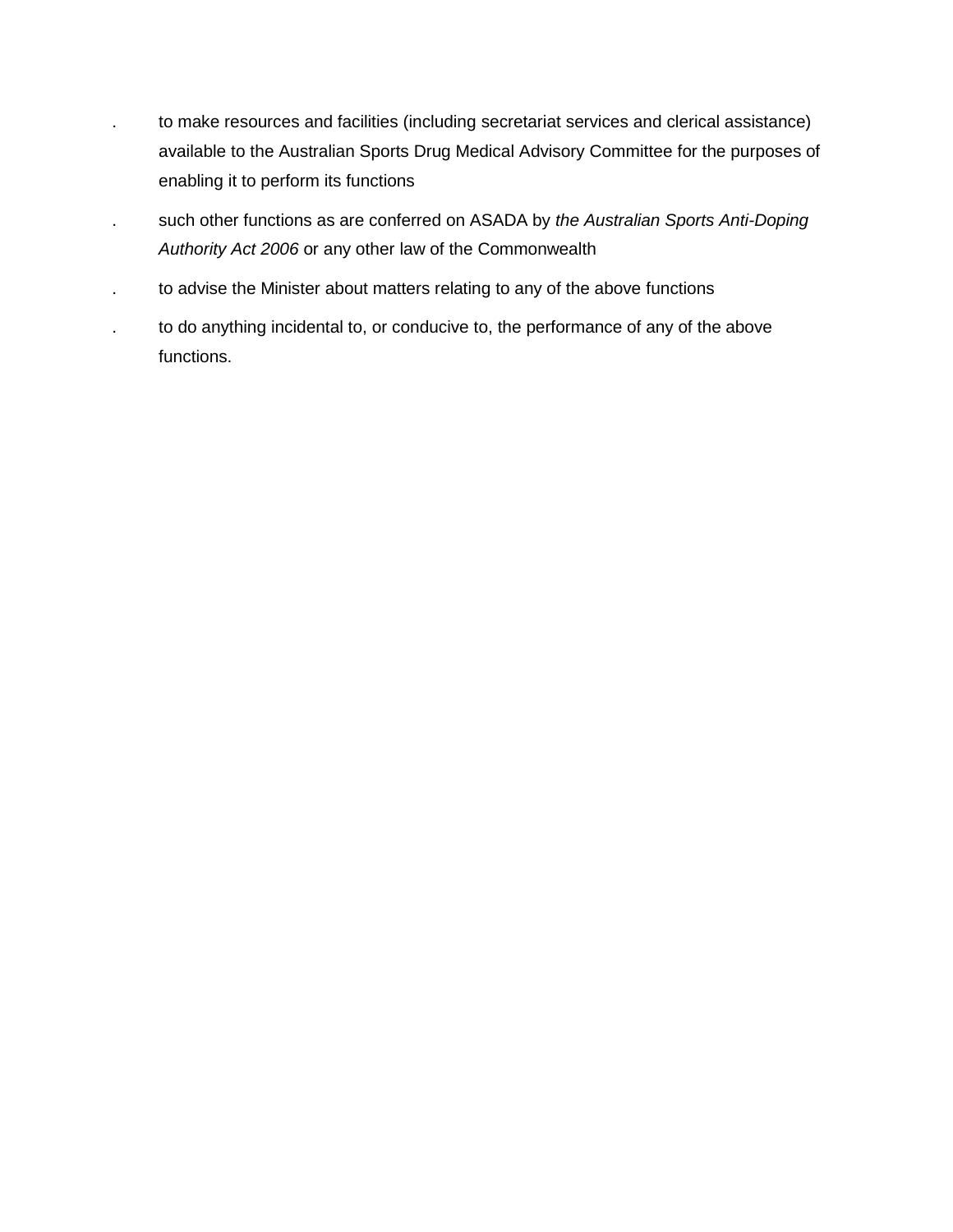- to make resources and facilities (including secretariat services and clerical assistance) available to the Australian Sports Drug Medical Advisory Committee for the purposes of enabling it to perform its functions
- such other functions as are conferred on ASADA by *the Australian Sports Anti-Doping Authority Act 2006* or any other law of the Commonwealth
- to advise the Minister about matters relating to any of the above functions
- to do anything incidental to, or conducive to, the performance of any of the above functions.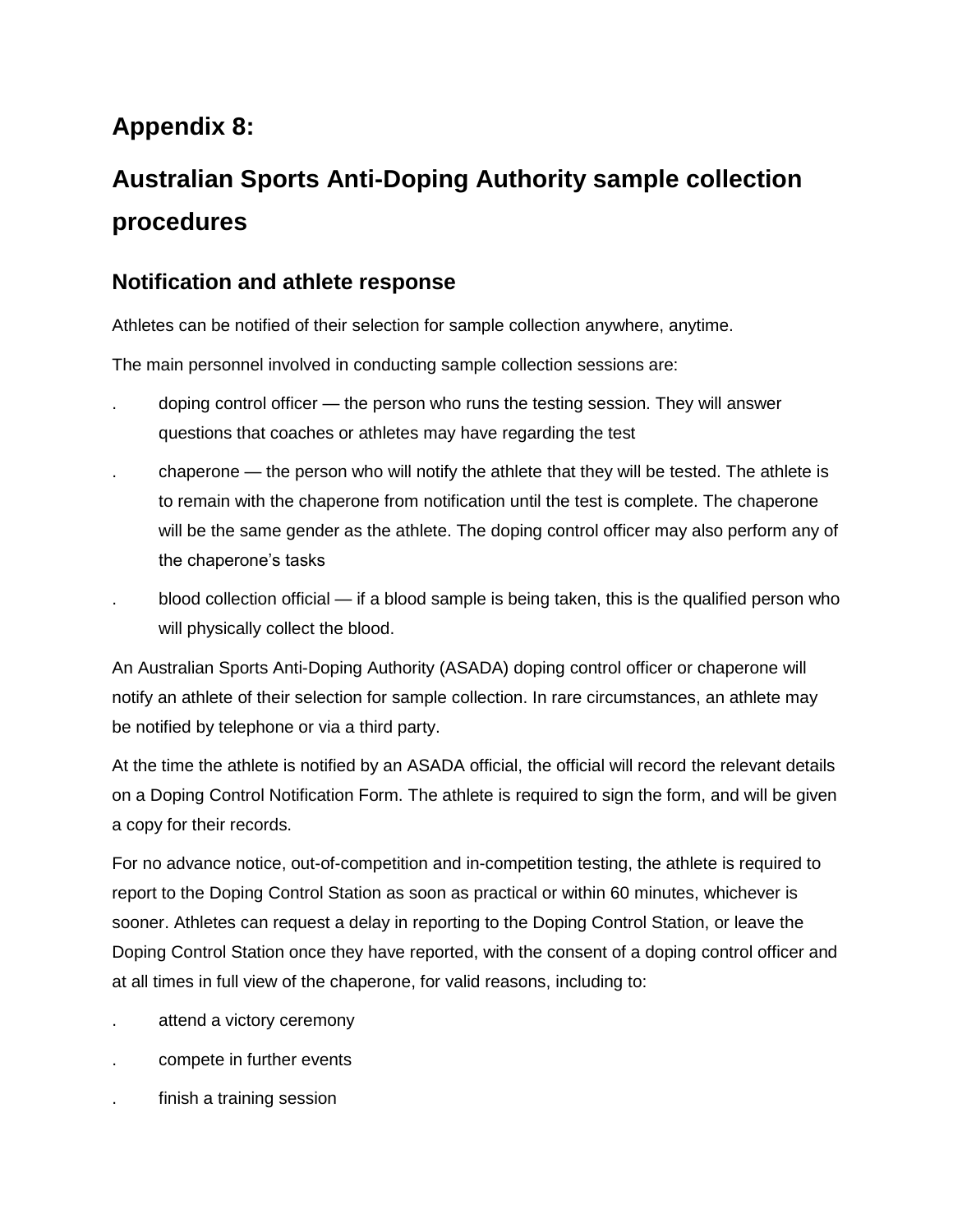# Appendix 8:

# Australian Sports Anti-Doping Authority sample collection procedures

## Notification and athlete response

Athletes can be notified of their selection for sample collection anywhere, anytime.

The main personnel involved in conducting sample collection sessions are:

- doping control officer — the person who runs the testing session. They will answer questions that coaches or athletes may have regarding the test
- chaperone — the person who will notify the athlete that they will be tested. The athlete is to remain with the chaperone from notification until the test is complete. The chaperone will be the same gender as the athlete. The doping control officer may also perform any of the chaperone's tasks
- blood collection official — if a blood sample is being taken, this is the qualified person who will physically collect the blood.

An Australian Sports Anti-Doping Authority (ASADA) doping control officer or chaperone will notify an athlete of their selection for sample collection. In rare circumstances, an athlete may be notified by telephone or via a third party.

At the time the athlete is notified by an ASADA official, the official will record the relevant details on a Doping Control Notification Form. The athlete is required to sign the form, and will be given a copy for their records.

For no advance notice, out-of-competition and in-competition testing, the athlete is required to report to the Doping Control Station as soon as practical or within 60 minutes, whichever is sooner. Athletes can request a delay in reporting to the Doping Control Station, or leave the Doping Control Station once they have reported, with the consent of a doping control officer and at all times in full view of the chaperone, for valid reasons, including to:

- attend a victory ceremony
- compete in further events
- finish a training session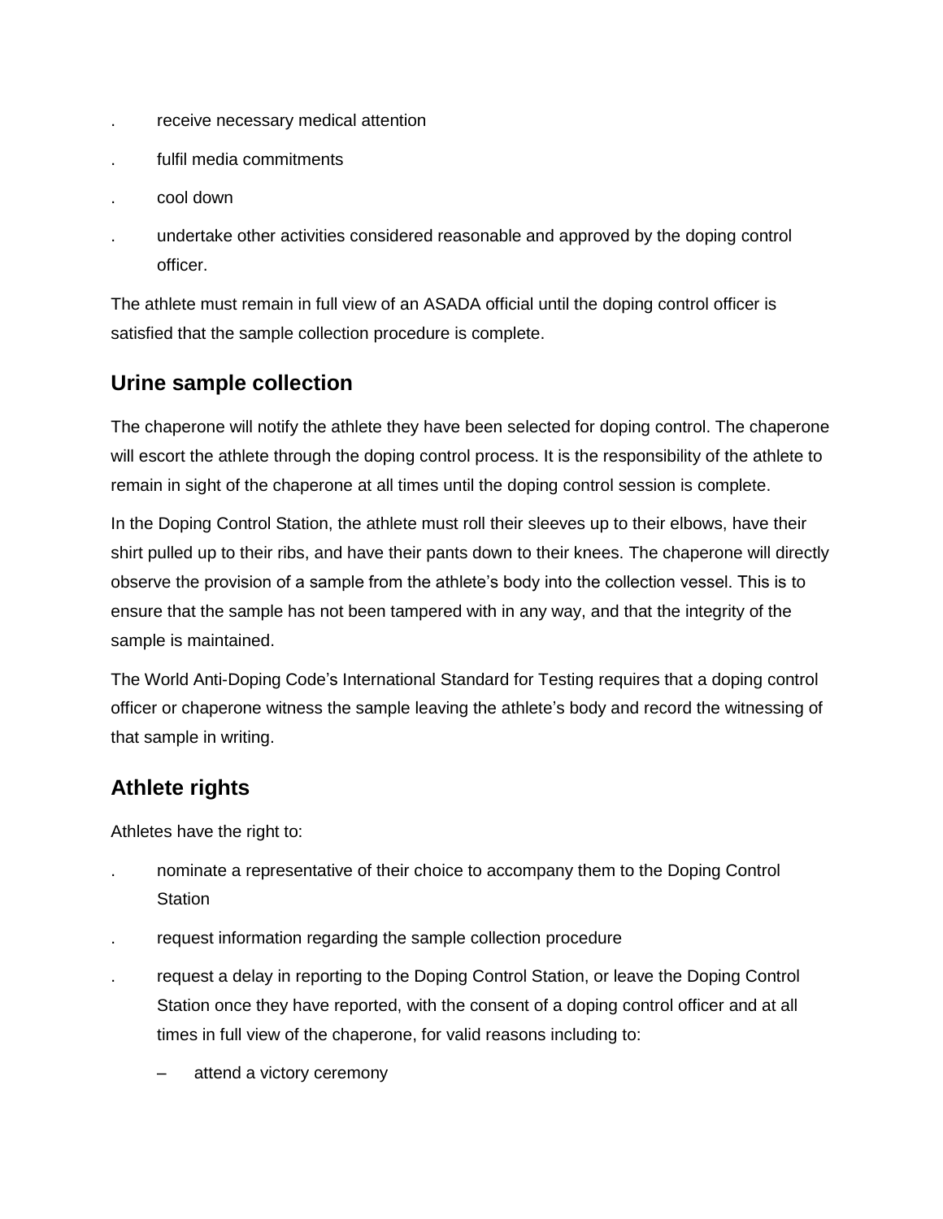- receive necessary medical attention
- fulfil media commitments
- cool down
- undertake other activities considered reasonable and approved by the doping control officer.

The athlete must remain in full view of an ASADA official until the doping control officer is satisfied that the sample collection procedure is complete.

## Urine sample collection

The chaperone will notify the athlete they have been selected for doping control. The chaperone will escort the athlete through the doping control process. It is the responsibility of the athlete to remain in sight of the chaperone at all times until the doping control session is complete.

In the Doping Control Station, the athlete must roll their sleeves up to their elbows, have their shirt pulled up to their ribs, and have their pants down to their knees. The chaperone will directly observe the provision of a sample from the athlete's body into the collection vessel. This is to ensure that the sample has not been tampered with in any way, and that the integrity of the sample is maintained.

The World Anti-Doping Code's International Standard for Testing requires that a doping control officer or chaperone witness the sample leaving the athlete's body and record the witnessing of that sample in writing.

## Athlete rights

Athletes have the right to:

- nominate a representative of their choice to accompany them to the Doping Control Station
- request information regarding the sample collection procedure
- request a delay in reporting to the Doping Control Station, or leave the Doping Control Station once they have reported, with the consent of a doping control officer and at all times in full view of the chaperone, for valid reasons including to:
  - attend a victory ceremony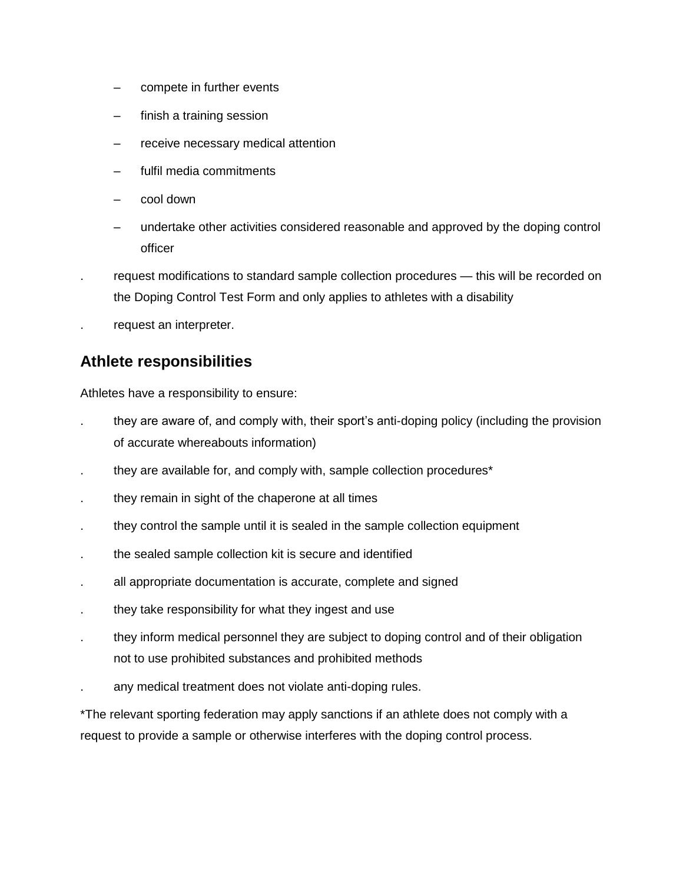- compete in further events
  - finish a training session
  - receive necessary medical attention
  - fulfil media commitments
  - cool down
  - undertake other activities considered reasonable and approved by the doping control officer
- request modifications to standard sample collection procedures — this will be recorded on the Doping Control Test Form and only applies to athletes with a disability
- request an interpreter.

## Athlete responsibilities

Athletes have a responsibility to ensure:

- they are aware of, and comply with, their sport's anti-doping policy (including the provision of accurate whereabouts information)
- they are available for, and comply with, sample collection procedures*
- they remain in sight of the chaperone at all times
- they control the sample until it is sealed in the sample collection equipment
- the sealed sample collection kit is secure and identified
- all appropriate documentation is accurate, complete and signed
- they take responsibility for what they ingest and use
- they inform medical personnel they are subject to doping control and of their obligation not to use prohibited substances and prohibited methods
- any medical treatment does not violate anti-doping rules.

*The relevant sporting federation may apply sanctions if an athlete does not comply with a request to provide a sample or otherwise interferes with the doping control process.